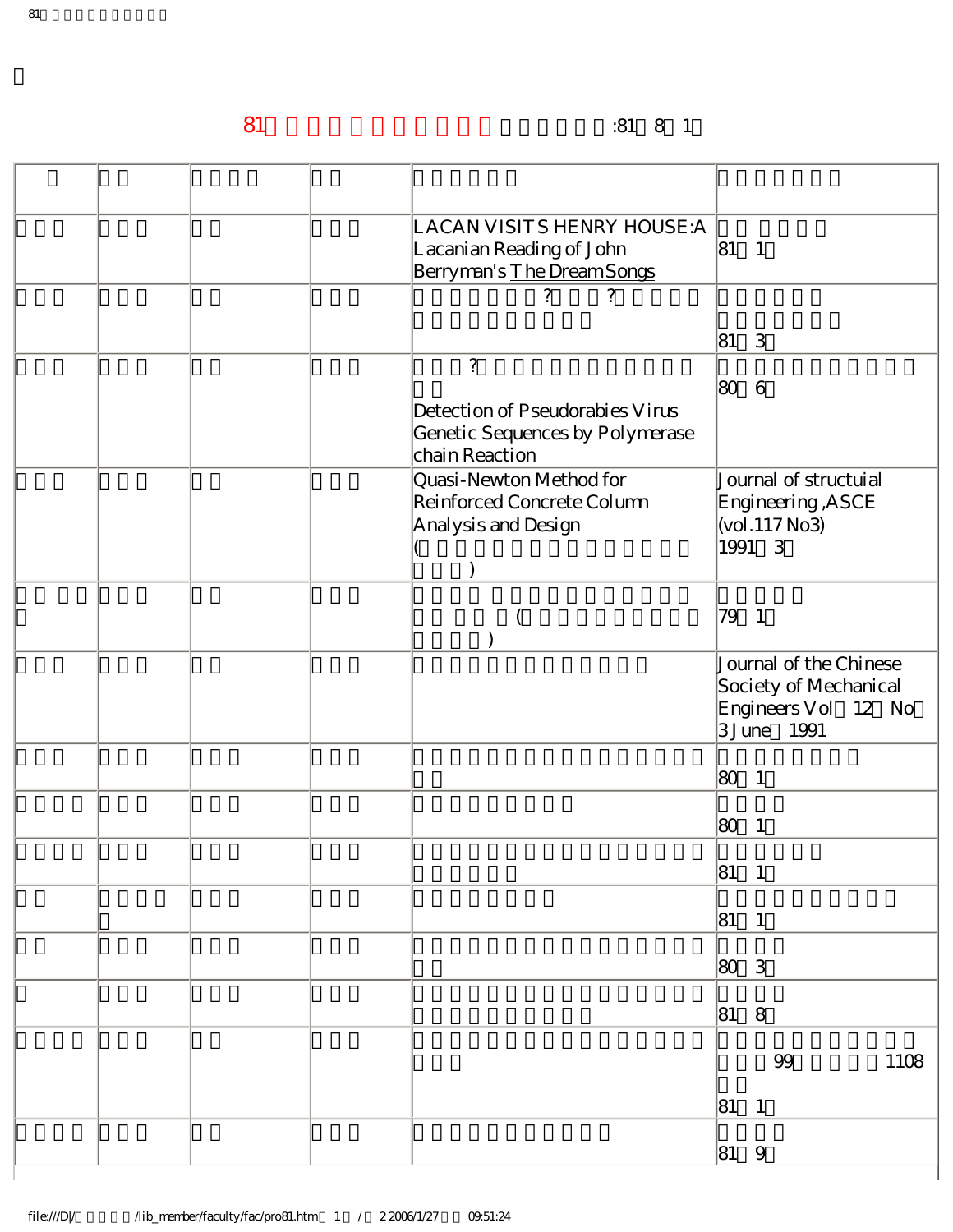81□□□□□□□□□□□ □□□□□□:81□8□1□

| □ | □□ | □□□□ | □□ | □□□□□ | □□□□□□ |
|---|---|---|---|---|---|
| □□□ | □□□ | □□ | □□□ | LACAN VISITS HENRY HOUSE:A Lacanian Reading of John Berryman's The Dream Songs | □□ □□□□□ 81□1□ |
| □□□ | □□□ | □□ | □□□ | □□□□□□□?□□□?□□□□□ □□□□□□□□□□□ | □□□□□ □□□□□□□ 81□3□ |
| □□□ | □□□ | □□ | □□□ | □□□?□□□□□□□□□□□□□ □□ Detection of Pseudorabies Virus Genetic Sequences by Polymerase chain Reaction | □□□□□□□□□□□□ 80□6□ |
| □□□ | □□□ | □□ | □□□ | Quasi-Newton Method for Reinforced Concrete Column Analysis and Design (□□□□□□□□□□□□□□□□ □□□□) | Journal of structuial Engineering ,ASCE (vol.117 No3) 1991□3□ |
| □□ □□□ □ | □□□ | □□ | □□□ | □□□□ □□□□□□□□□□□ □□□□□ (□□□□□□□□□□□□ □□□□) | □□□□□ 79□1□ |
| □□□ | □□□ | □□ | □□□ | □□□□□□□□□□□□□□□ | Journal of the Chinese Society of Mechanical Engineers Vol□12□No□3 June□1991 |
| □□□ | □□□ | □□□ | □□□ | □□□□□□□□□□□□□□□□□□ □□ | □□□□□□□□ 80□1□ |
| □□□□ | □□□ | □□□ | □□□ | □□□□□□□□□ | □□□□ 80□1□ |
| □□□□ | □□□ | □□□ | □□□ | □□□□□□□□□□□□□□□□□□ □□□□□□□ | □□□□□ 81□1□ |
| □□ | □□□□ □ | □□□ | □□□ | □□□□□□□□□ | □□□□□□□□□□□ 81□1□ |
| □□ | □□□ | □□□ | □□□ | □□□□□□□□□□□□□□□□□□ □□ | □□□□ 80□3□ |
| □ | □□□ | □□□ | □□□ | □□□□□□□□□□□□□□□□□□ □□□□□□□□□□□□ | □□□□ 81□8□ |
| □□□□ | □□□ | □□ | □□□ | □□□□□□□□□□□□□□□□□□ □□□ | □□□□□□□□□□□□ □□□99□□□□□□1108 □□ 81□1□ |
| □□□□ | □□□ | □□ | □□□ | □□□□□□□□□□□□ | □□□□ 81□9□ |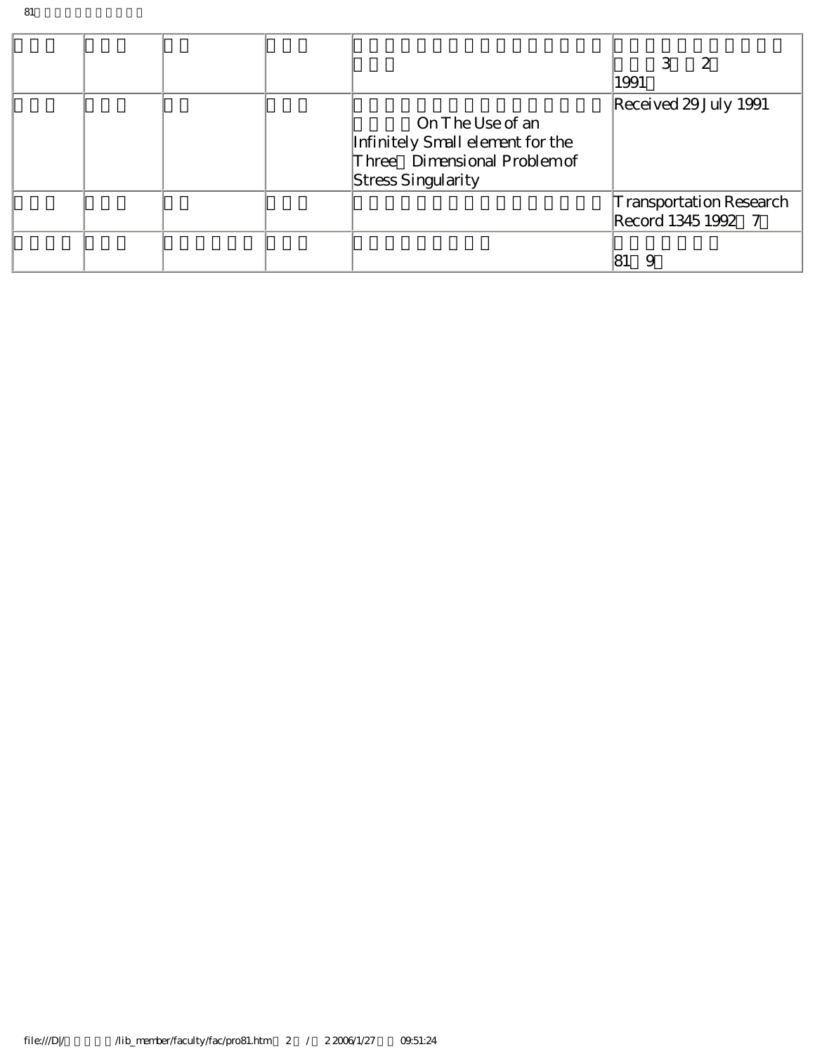| | | | | | |
|---|---|---|---|---|---|
| | | | | | 3 2 1991 |
| | | | | On The Use of an Infinitely Small element for the Three Dimensional Problem of Stress Singularity | Received 29 July 1991 |
| | | | | | Transportation Research Record 1345 1992 7 |
| | | | | | 81 9 |